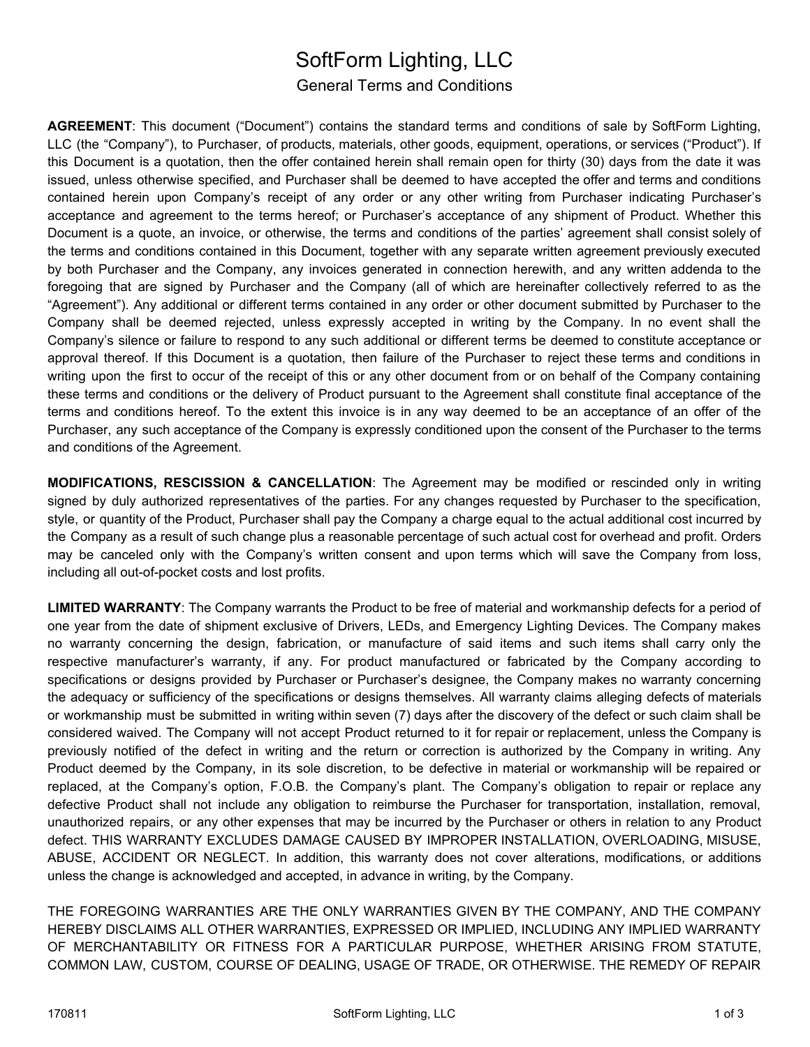# SoftForm Lighting, LLC

## General Terms and Conditions

**AGREEMENT**: This document ("Document") contains the standard terms and conditions of sale by SoftForm Lighting, LLC (the "Company"), to Purchaser, of products, materials, other goods, equipment, operations, or services ("Product"). If this Document is a quotation, then the offer contained herein shall remain open for thirty (30) days from the date it was issued, unless otherwise specified, and Purchaser shall be deemed to have accepted the offer and terms and conditions contained herein upon Company's receipt of any order or any other writing from Purchaser indicating Purchaser's acceptance and agreement to the terms hereof; or Purchaser's acceptance of any shipment of Product. Whether this Document is a quote, an invoice, or otherwise, the terms and conditions of the parties' agreement shall consist solely of the terms and conditions contained in this Document, together with any separate written agreement previously executed by both Purchaser and the Company, any invoices generated in connection herewith, and any written addenda to the foregoing that are signed by Purchaser and the Company (all of which are hereinafter collectively referred to as the "Agreement"). Any additional or different terms contained in any order or other document submitted by Purchaser to the Company shall be deemed rejected, unless expressly accepted in writing by the Company. In no event shall the Company's silence or failure to respond to any such additional or different terms be deemed to constitute acceptance or approval thereof. If this Document is a quotation, then failure of the Purchaser to reject these terms and conditions in writing upon the first to occur of the receipt of this or any other document from or on behalf of the Company containing these terms and conditions or the delivery of Product pursuant to the Agreement shall constitute final acceptance of the terms and conditions hereof. To the extent this invoice is in any way deemed to be an acceptance of an offer of the Purchaser, any such acceptance of the Company is expressly conditioned upon the consent of the Purchaser to the terms and conditions of the Agreement.

**MODIFICATIONS, RESCISSION & CANCELLATION**: The Agreement may be modified or rescinded only in writing signed by duly authorized representatives of the parties. For any changes requested by Purchaser to the specification, style, or quantity of the Product, Purchaser shall pay the Company a charge equal to the actual additional cost incurred by the Company as a result of such change plus a reasonable percentage of such actual cost for overhead and profit. Orders may be canceled only with the Company's written consent and upon terms which will save the Company from loss, including all out-of-pocket costs and lost profits.

**LIMITED WARRANTY**: The Company warrants the Product to be free of material and workmanship defects for a period of one year from the date of shipment exclusive of Drivers, LEDs, and Emergency Lighting Devices. The Company makes no warranty concerning the design, fabrication, or manufacture of said items and such items shall carry only the respective manufacturer's warranty, if any. For product manufactured or fabricated by the Company according to specifications or designs provided by Purchaser or Purchaser's designee, the Company makes no warranty concerning the adequacy or sufficiency of the specifications or designs themselves. All warranty claims alleging defects of materials or workmanship must be submitted in writing within seven (7) days after the discovery of the defect or such claim shall be considered waived. The Company will not accept Product returned to it for repair or replacement, unless the Company is previously notified of the defect in writing and the return or correction is authorized by the Company in writing. Any Product deemed by the Company, in its sole discretion, to be defective in material or workmanship will be repaired or replaced, at the Company's option, F.O.B. the Company's plant. The Company's obligation to repair or replace any defective Product shall not include any obligation to reimburse the Purchaser for transportation, installation, removal, unauthorized repairs, or any other expenses that may be incurred by the Purchaser or others in relation to any Product defect. THIS WARRANTY EXCLUDES DAMAGE CAUSED BY IMPROPER INSTALLATION, OVERLOADING, MISUSE, ABUSE, ACCIDENT OR NEGLECT. In addition, this warranty does not cover alterations, modifications, or additions unless the change is acknowledged and accepted, in advance in writing, by the Company.

THE FOREGOING WARRANTIES ARE THE ONLY WARRANTIES GIVEN BY THE COMPANY, AND THE COMPANY HEREBY DISCLAIMS ALL OTHER WARRANTIES, EXPRESSED OR IMPLIED, INCLUDING ANY IMPLIED WARRANTY OF MERCHANTABILITY OR FITNESS FOR A PARTICULAR PURPOSE, WHETHER ARISING FROM STATUTE, COMMON LAW, CUSTOM, COURSE OF DEALING, USAGE OF TRADE, OR OTHERWISE. THE REMEDY OF REPAIR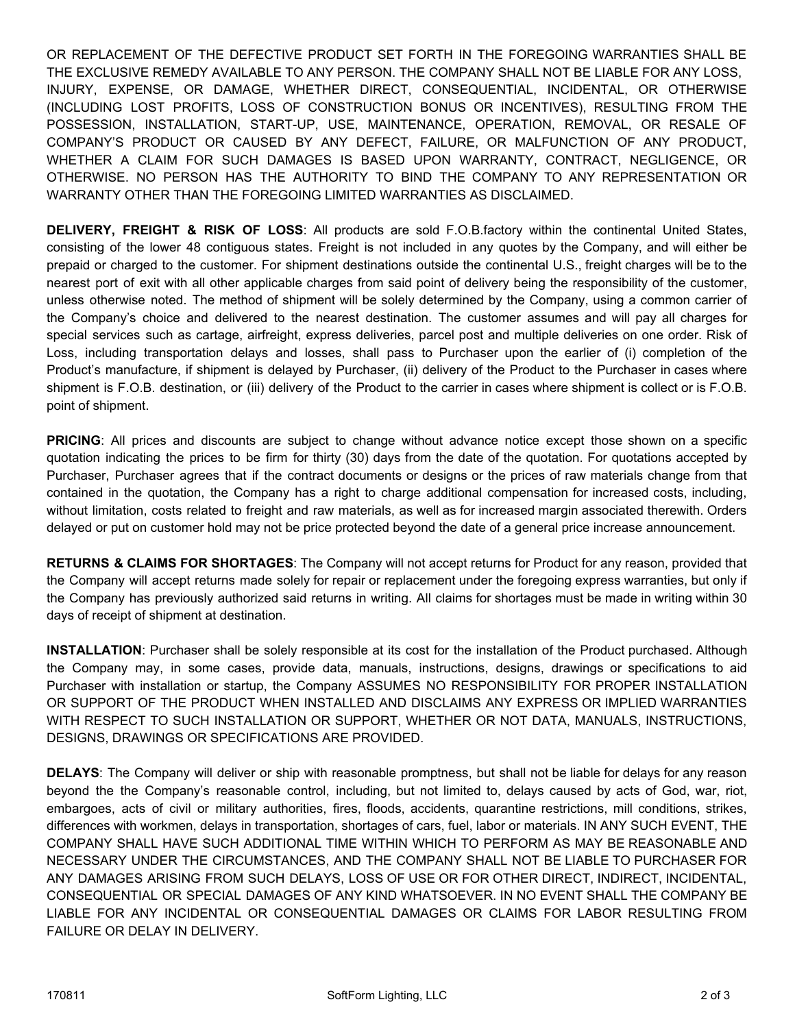OR REPLACEMENT OF THE DEFECTIVE PRODUCT SET FORTH IN THE FOREGOING WARRANTIES SHALL BE THE EXCLUSIVE REMEDY AVAILABLE TO ANY PERSON. THE COMPANY SHALL NOT BE LIABLE FOR ANY LOSS, INJURY, EXPENSE, OR DAMAGE, WHETHER DIRECT, CONSEQUENTIAL, INCIDENTAL, OR OTHERWISE (INCLUDING LOST PROFITS, LOSS OF CONSTRUCTION BONUS OR INCENTIVES), RESULTING FROM THE POSSESSION, INSTALLATION, START-UP, USE, MAINTENANCE, OPERATION, REMOVAL, OR RESALE OF COMPANY'S PRODUCT OR CAUSED BY ANY DEFECT, FAILURE, OR MALFUNCTION OF ANY PRODUCT, WHETHER A CLAIM FOR SUCH DAMAGES IS BASED UPON WARRANTY, CONTRACT, NEGLIGENCE, OR OTHERWISE. NO PERSON HAS THE AUTHORITY TO BIND THE COMPANY TO ANY REPRESENTATION OR WARRANTY OTHER THAN THE FOREGOING LIMITED WARRANTIES AS DISCLAIMED.

**DELIVERY, FREIGHT & RISK OF LOSS**: All products are sold F.O.B.factory within the continental United States, consisting of the lower 48 contiguous states. Freight is not included in any quotes by the Company, and will either be prepaid or charged to the customer. For shipment destinations outside the continental U.S., freight charges will be to the nearest port of exit with all other applicable charges from said point of delivery being the responsibility of the customer, unless otherwise noted. The method of shipment will be solely determined by the Company, using a common carrier of the Company's choice and delivered to the nearest destination. The customer assumes and will pay all charges for special services such as cartage, airfreight, express deliveries, parcel post and multiple deliveries on one order. Risk of Loss, including transportation delays and losses, shall pass to Purchaser upon the earlier of (i) completion of the Product's manufacture, if shipment is delayed by Purchaser, (ii) delivery of the Product to the Purchaser in cases where shipment is F.O.B. destination, or (iii) delivery of the Product to the carrier in cases where shipment is collect or is F.O.B. point of shipment.

**PRICING**: All prices and discounts are subject to change without advance notice except those shown on a specific quotation indicating the prices to be firm for thirty (30) days from the date of the quotation. For quotations accepted by Purchaser, Purchaser agrees that if the contract documents or designs or the prices of raw materials change from that contained in the quotation, the Company has a right to charge additional compensation for increased costs, including, without limitation, costs related to freight and raw materials, as well as for increased margin associated therewith. Orders delayed or put on customer hold may not be price protected beyond the date of a general price increase announcement.

**RETURNS & CLAIMS FOR SHORTAGES**: The Company will not accept returns for Product for any reason, provided that the Company will accept returns made solely for repair or replacement under the foregoing express warranties, but only if the Company has previously authorized said returns in writing. All claims for shortages must be made in writing within 30 days of receipt of shipment at destination.

**INSTALLATION**: Purchaser shall be solely responsible at its cost for the installation of the Product purchased. Although the Company may, in some cases, provide data, manuals, instructions, designs, drawings or specifications to aid Purchaser with installation or startup, the Company ASSUMES NO RESPONSIBILITY FOR PROPER INSTALLATION OR SUPPORT OF THE PRODUCT WHEN INSTALLED AND DISCLAIMS ANY EXPRESS OR IMPLIED WARRANTIES WITH RESPECT TO SUCH INSTALLATION OR SUPPORT, WHETHER OR NOT DATA, MANUALS, INSTRUCTIONS, DESIGNS, DRAWINGS OR SPECIFICATIONS ARE PROVIDED.

**DELAYS**: The Company will deliver or ship with reasonable promptness, but shall not be liable for delays for any reason beyond the the Company's reasonable control, including, but not limited to, delays caused by acts of God, war, riot, embargoes, acts of civil or military authorities, fires, floods, accidents, quarantine restrictions, mill conditions, strikes, differences with workmen, delays in transportation, shortages of cars, fuel, labor or materials. IN ANY SUCH EVENT, THE COMPANY SHALL HAVE SUCH ADDITIONAL TIME WITHIN WHICH TO PERFORM AS MAY BE REASONABLE AND NECESSARY UNDER THE CIRCUMSTANCES, AND THE COMPANY SHALL NOT BE LIABLE TO PURCHASER FOR ANY DAMAGES ARISING FROM SUCH DELAYS, LOSS OF USE OR FOR OTHER DIRECT, INDIRECT, INCIDENTAL, CONSEQUENTIAL OR SPECIAL DAMAGES OF ANY KIND WHATSOEVER. IN NO EVENT SHALL THE COMPANY BE LIABLE FOR ANY INCIDENTAL OR CONSEQUENTIAL DAMAGES OR CLAIMS FOR LABOR RESULTING FROM FAILURE OR DELAY IN DELIVERY.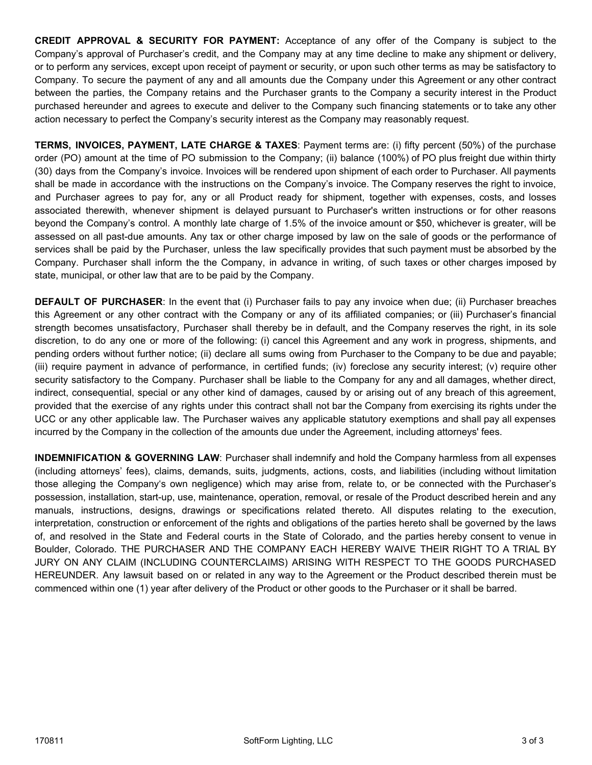**CREDIT APPROVAL & SECURITY FOR PAYMENT:** Acceptance of any offer of the Company is subject to the Company's approval of Purchaser's credit, and the Company may at any time decline to make any shipment or delivery, or to perform any services, except upon receipt of payment or security, or upon such other terms as may be satisfactory to Company. To secure the payment of any and all amounts due the Company under this Agreement or any other contract between the parties, the Company retains and the Purchaser grants to the Company a security interest in the Product purchased hereunder and agrees to execute and deliver to the Company such financing statements or to take any other action necessary to perfect the Company's security interest as the Company may reasonably request.

**TERMS, INVOICES, PAYMENT, LATE CHARGE & TAXES**: Payment terms are: (i) fifty percent (50%) of the purchase order (PO) amount at the time of PO submission to the Company; (ii) balance (100%) of PO plus freight due within thirty (30) days from the Company's invoice. Invoices will be rendered upon shipment of each order to Purchaser. All payments shall be made in accordance with the instructions on the Company's invoice. The Company reserves the right to invoice, and Purchaser agrees to pay for, any or all Product ready for shipment, together with expenses, costs, and losses associated therewith, whenever shipment is delayed pursuant to Purchaser's written instructions or for other reasons beyond the Company's control. A monthly late charge of 1.5% of the invoice amount or $50, whichever is greater, will be assessed on all past-due amounts. Any tax or other charge imposed by law on the sale of goods or the performance of services shall be paid by the Purchaser, unless the law specifically provides that such payment must be absorbed by the Company. Purchaser shall inform the the Company, in advance in writing, of such taxes or other charges imposed by state, municipal, or other law that are to be paid by the Company.

**DEFAULT OF PURCHASER**: In the event that (i) Purchaser fails to pay any invoice when due; (ii) Purchaser breaches this Agreement or any other contract with the Company or any of its affiliated companies; or (iii) Purchaser's financial strength becomes unsatisfactory, Purchaser shall thereby be in default, and the Company reserves the right, in its sole discretion, to do any one or more of the following: (i) cancel this Agreement and any work in progress, shipments, and pending orders without further notice; (ii) declare all sums owing from Purchaser to the Company to be due and payable; (iii) require payment in advance of performance, in certified funds; (iv) foreclose any security interest; (v) require other security satisfactory to the Company. Purchaser shall be liable to the Company for any and all damages, whether direct, indirect, consequential, special or any other kind of damages, caused by or arising out of any breach of this agreement, provided that the exercise of any rights under this contract shall not bar the Company from exercising its rights under the UCC or any other applicable law. The Purchaser waives any applicable statutory exemptions and shall pay all expenses incurred by the Company in the collection of the amounts due under the Agreement, including attorneys' fees.

**INDEMNIFICATION & GOVERNING LAW**: Purchaser shall indemnify and hold the Company harmless from all expenses (including attorneys' fees), claims, demands, suits, judgments, actions, costs, and liabilities (including without limitation those alleging the Company's own negligence) which may arise from, relate to, or be connected with the Purchaser's possession, installation, start-up, use, maintenance, operation, removal, or resale of the Product described herein and any manuals, instructions, designs, drawings or specifications related thereto. All disputes relating to the execution, interpretation, construction or enforcement of the rights and obligations of the parties hereto shall be governed by the laws of, and resolved in the State and Federal courts in the State of Colorado, and the parties hereby consent to venue in Boulder, Colorado. THE PURCHASER AND THE COMPANY EACH HEREBY WAIVE THEIR RIGHT TO A TRIAL BY JURY ON ANY CLAIM (INCLUDING COUNTERCLAIMS) ARISING WITH RESPECT TO THE GOODS PURCHASED HEREUNDER. Any lawsuit based on or related in any way to the Agreement or the Product described therein must be commenced within one (1) year after delivery of the Product or other goods to the Purchaser or it shall be barred.